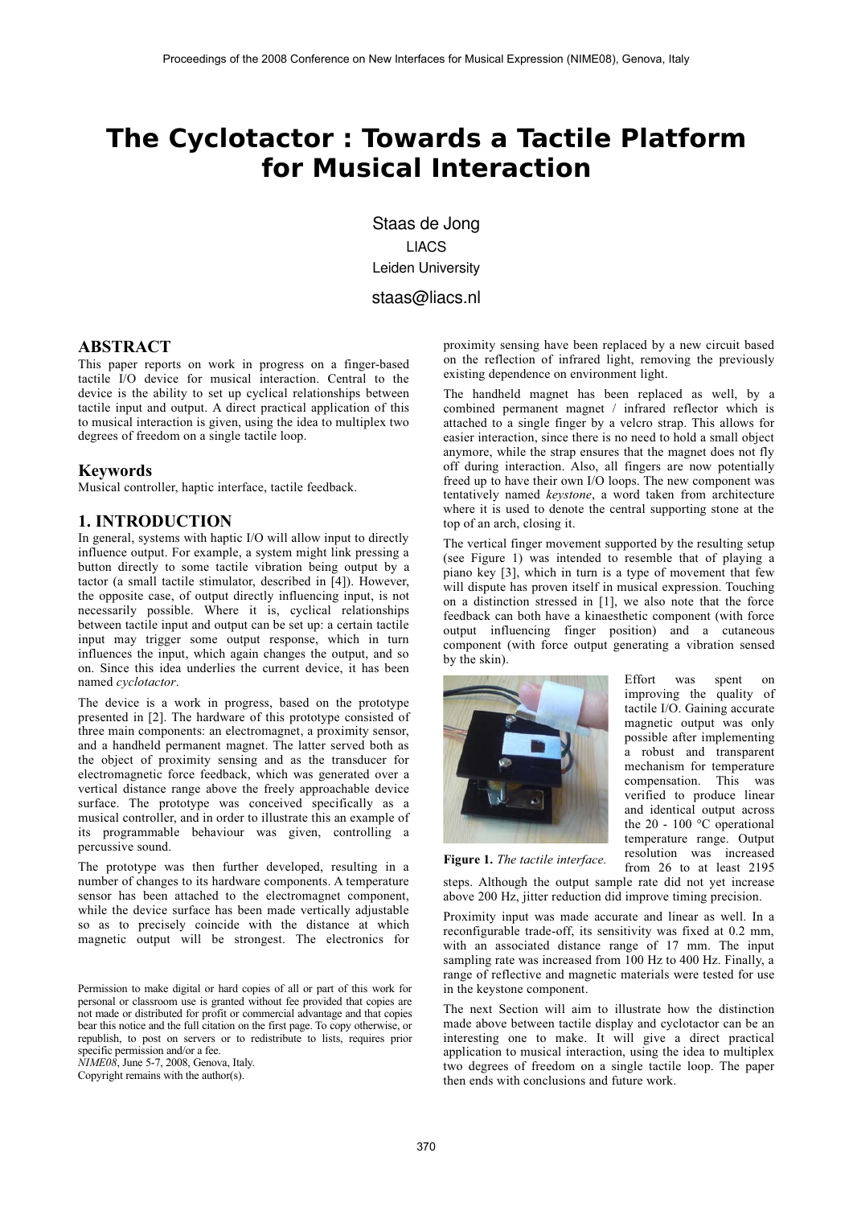# The Cyclotactor : Towards a Tactile Platform for Musical Interaction

Staas de Jong
LIACS
Leiden University

staas@liacs.nl

## ABSTRACT

This paper reports on work in progress on a finger-based tactile I/O device for musical interaction. Central to the device is the ability to set up cyclical relationships between tactile input and output. A direct practical application of this to musical interaction is given, using the idea to multiplex two degrees of freedom on a single tactile loop.

## Keywords

Musical controller, haptic interface, tactile feedback.

## 1. INTRODUCTION

In general, systems with haptic I/O will allow input to directly influence output. For example, a system might link pressing a button directly to some tactile vibration being output by a tactor (a small tactile stimulator, described in [4]). However, the opposite case, of output directly influencing input, is not necessarily possible. Where it is, cyclical relationships between tactile input and output can be set up: a certain tactile input may trigger some output response, which in turn influences the input, which again changes the output, and so on. Since this idea underlies the current device, it has been named *cyclotactor*.

The device is a work in progress, based on the prototype presented in [2]. The hardware of this prototype consisted of three main components: an electromagnet, a proximity sensor, and a handheld permanent magnet. The latter served both as the object of proximity sensing and as the transducer for electromagnetic force feedback, which was generated over a vertical distance range above the freely approachable device surface. The prototype was conceived specifically as a musical controller, and in order to illustrate this an example of its programmable behaviour was given, controlling a percussive sound.

The prototype was then further developed, resulting in a number of changes to its hardware components. A temperature sensor has been attached to the electromagnet component, while the device surface has been made vertically adjustable so as to precisely coincide with the distance at which magnetic output will be strongest. The electronics for proximity sensing have been replaced by a new circuit based on the reflection of infrared light, removing the previously existing dependence on environment light.

The handheld magnet has been replaced as well, by a combined permanent magnet / infrared reflector which is attached to a single finger by a velcro strap. This allows for easier interaction, since there is no need to hold a small object anymore, while the strap ensures that the magnet does not fly off during interaction. Also, all fingers are now potentially freed up to have their own I/O loops. The new component was tentatively named *keystone*, a word taken from architecture where it is used to denote the central supporting stone at the top of an arch, closing it.

The vertical finger movement supported by the resulting setup (see Figure 1) was intended to resemble that of playing a piano key [3], which in turn is a type of movement that few will dispute has proven itself in musical expression. Touching on a distinction stressed in [1], we also note that the force feedback can both have a kinaesthetic component (with force output influencing finger position) and a cutaneous component (with force output generating a vibration sensed by the skin).

**Figure 1.** *The tactile interface.*

Effort was spent on improving the quality of tactile I/O. Gaining accurate magnetic output was only possible after implementing a robust and transparent mechanism for temperature compensation. This was verified to produce linear and identical output across the 20 - 100 °C operational temperature range. Output resolution was increased from 26 to at least 2195 steps. Although the output sample rate did not yet increase above 200 Hz, jitter reduction did improve timing precision.

Proximity input was made accurate and linear as well. In a reconfigurable trade-off, its sensitivity was fixed at 0.2 mm, with an associated distance range of 17 mm. The input sampling rate was increased from 100 Hz to 400 Hz. Finally, a range of reflective and magnetic materials were tested for use in the keystone component.

The next Section will aim to illustrate how the distinction made above between tactile display and cyclotactor can be an interesting one to make. It will give a direct practical application to musical interaction, using the idea to multiplex two degrees of freedom on a single tactile loop. The paper then ends with conclusions and future work.

Permission to make digital or hard copies of all or part of this work for personal or classroom use is granted without fee provided that copies are not made or distributed for profit or commercial advantage and that copies bear this notice and the full citation on the first page. To copy otherwise, or republish, to post on servers or to redistribute to lists, requires prior specific permission and/or a fee.
*NIME08*, June 5-7, 2008, Genova, Italy.
Copyright remains with the author(s).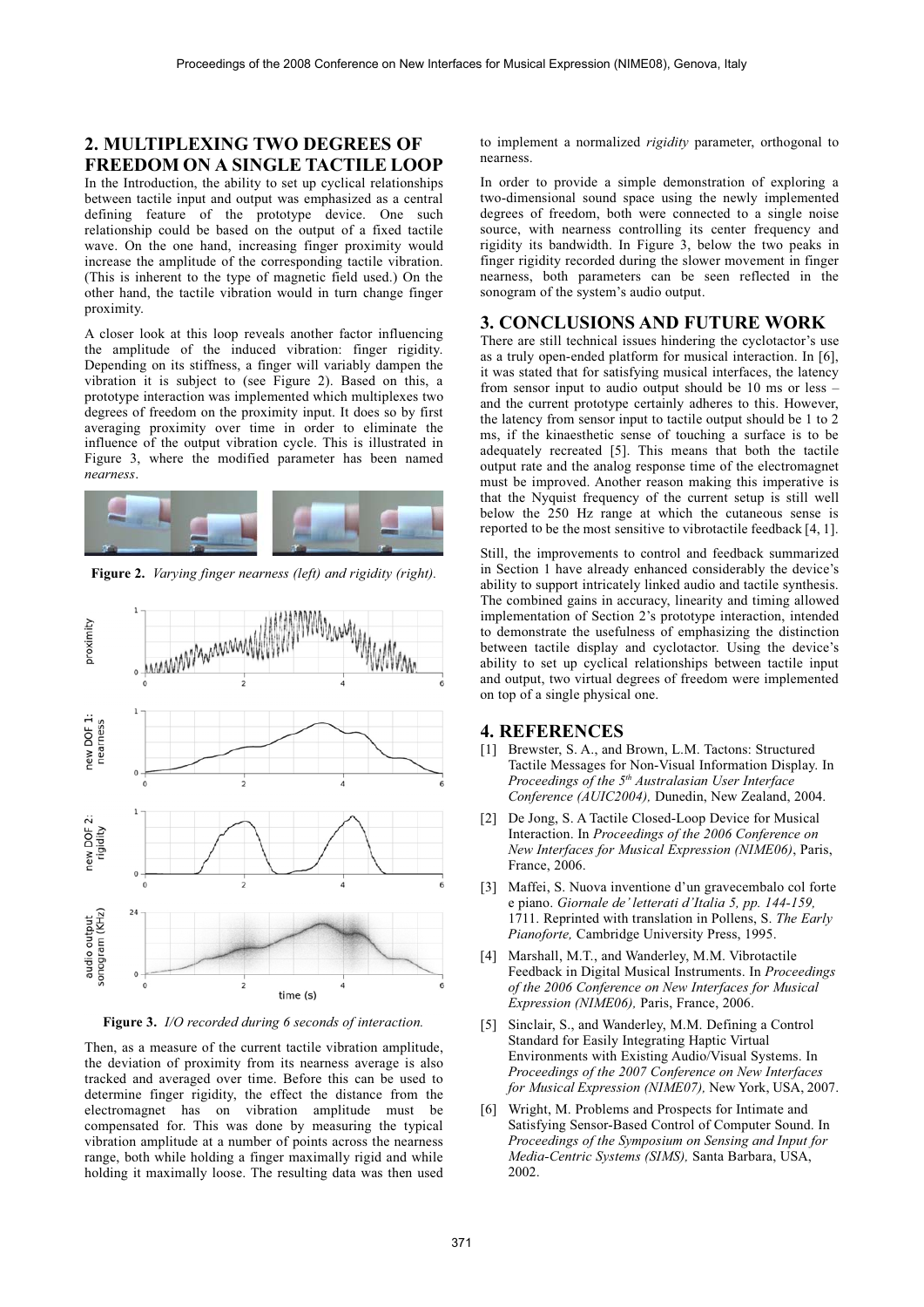## 2. MULTIPLEXING TWO DEGREES OF FREEDOM ON A SINGLE TACTILE LOOP

In the Introduction, the ability to set up cyclical relationships between tactile input and output was emphasized as a central defining feature of the prototype device. One such relationship could be based on the output of a fixed tactile wave. On the one hand, increasing finger proximity would increase the amplitude of the corresponding tactile vibration. (This is inherent to the type of magnetic field used.) On the other hand, the tactile vibration would in turn change finger proximity.

A closer look at this loop reveals another factor influencing the amplitude of the induced vibration: finger rigidity. Depending on its stiffness, a finger will variably dampen the vibration it is subject to (see Figure 2). Based on this, a prototype interaction was implemented which multiplexes two degrees of freedom on the proximity input. It does so by first averaging proximity over time in order to eliminate the influence of the output vibration cycle. This is illustrated in Figure 3, where the modified parameter has been named *nearness*.

**Figure 2.** *Varying finger nearness (left) and rigidity (right).*

proximity
1
0
0 2 4 6

new DOF 1: nearness
1
0
0 2 4 6

new DOF 2: rigidity
1
0
0 2 4 6

audio output: sonogram (KHz)
24
0
0 2 4 6
time (s)

**Figure 3.** *I/O recorded during 6 seconds of interaction.*

Then, as a measure of the current tactile vibration amplitude, the deviation of proximity from its nearness average is also tracked and averaged over time. Before this can be used to determine finger rigidity, the effect the distance from the electromagnet has on vibration amplitude must be compensated for. This was done by measuring the typical vibration amplitude at a number of points across the nearness range, both while holding a finger maximally rigid and while holding it maximally loose. The resulting data was then used to implement a normalized *rigidity* parameter, orthogonal to nearness.

In order to provide a simple demonstration of exploring a two-dimensional sound space using the newly implemented degrees of freedom, both were connected to a single noise source, with nearness controlling its center frequency and rigidity its bandwidth. In Figure 3, below the two peaks in finger rigidity recorded during the slower movement in finger nearness, both parameters can be seen reflected in the sonogram of the system's audio output.

## 3. CONCLUSIONS AND FUTURE WORK

There are still technical issues hindering the cyclotactor's use as a truly open-ended platform for musical interaction. In [6], it was stated that for satisfying musical interfaces, the latency from sensor input to audio output should be 10 ms or less – and the current prototype certainly adheres to this. However, the latency from sensor input to tactile output should be 1 to 2 ms, if the kinaesthetic sense of touching a surface is to be adequately recreated [5]. This means that both the tactile output rate and the analog response time of the electromagnet must be improved. Another reason making this imperative is that the Nyquist frequency of the current setup is still well below the 250 Hz range at which the cutaneous sense is reported to be the most sensitive to vibrotactile feedback [4, 1].

Still, the improvements to control and feedback summarized in Section 1 have already enhanced considerably the device's ability to support intricately linked audio and tactile synthesis. The combined gains in accuracy, linearity and timing allowed implementation of Section 2's prototype interaction, intended to demonstrate the usefulness of emphasizing the distinction between tactile display and cyclotactor. Using the device's ability to set up cyclical relationships between tactile input and output, two virtual degrees of freedom were implemented on top of a single physical one.

## 4. REFERENCES

[1] Brewster, S. A., and Brown, L.M. Tactons: Structured Tactile Messages for Non-Visual Information Display. In *Proceedings of the 5th Australasian User Interface Conference (AUIC2004),* Dunedin, New Zealand, 2004.

[2] De Jong, S. A Tactile Closed-Loop Device for Musical Interaction. In *Proceedings of the 2006 Conference on New Interfaces for Musical Expression (NIME06)*, Paris, France, 2006.

[3] Maffei, S. Nuova inventione d'un gravecembalo col forte e piano. *Giornale de' letterati d'Italia 5, pp. 144-159,* 1711. Reprinted with translation in Pollens, S. *The Early Pianoforte,* Cambridge University Press, 1995.

[4] Marshall, M.T., and Wanderley, M.M. Vibrotactile Feedback in Digital Musical Instruments. In *Proceedings of the 2006 Conference on New Interfaces for Musical Expression (NIME06),* Paris, France, 2006.

[5] Sinclair, S., and Wanderley, M.M. Defining a Control Standard for Easily Integrating Haptic Virtual Environments with Existing Audio/Visual Systems. In *Proceedings of the 2007 Conference on New Interfaces for Musical Expression (NIME07),* New York, USA, 2007.

[6] Wright, M. Problems and Prospects for Intimate and Satisfying Sensor-Based Control of Computer Sound. In *Proceedings of the Symposium on Sensing and Input for Media-Centric Systems (SIMS),* Santa Barbara, USA, 2002.